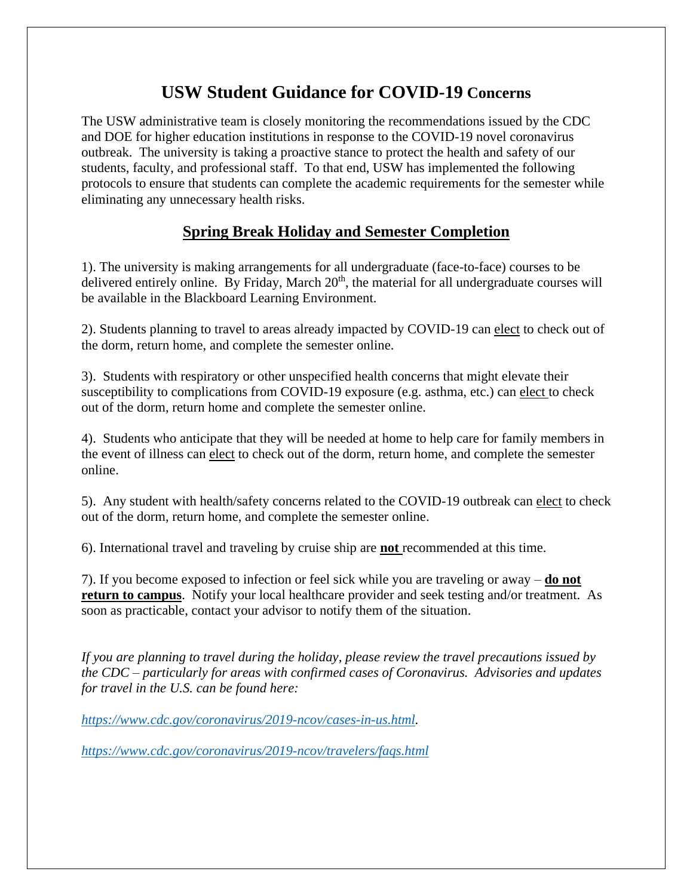# USW Student Guidance for COVID-19 Concerns

The USW administrative team is closely monitoring the recommendations issued by the CDC and DOE for higher education institutions in response to the COVID-19 novel coronavirus outbreak. The university is taking a proactive stance to protect the health and safety of our students, faculty, and professional staff. To that end, USW has implemented the following protocols to ensure that students can complete the academic requirements for the semester while eliminating any unnecessary health risks.

## Spring Break Holiday and Semester Completion

1). The university is making arrangements for all undergraduate (face-to-face) courses to be delivered entirely online. By Friday, March 20th, the material for all undergraduate courses will be available in the Blackboard Learning Environment.

2). Students planning to travel to areas already impacted by COVID-19 can elect to check out of the dorm, return home, and complete the semester online.

3). Students with respiratory or other unspecified health concerns that might elevate their susceptibility to complications from COVID-19 exposure (e.g. asthma, etc.) can elect to check out of the dorm, return home and complete the semester online.

4). Students who anticipate that they will be needed at home to help care for family members in the event of illness can elect to check out of the dorm, return home, and complete the semester online.

5). Any student with health/safety concerns related to the COVID-19 outbreak can elect to check out of the dorm, return home, and complete the semester online.

6). International travel and traveling by cruise ship are **not** recommended at this time.

7). If you become exposed to infection or feel sick while you are traveling or away – **do not return to campus**. Notify your local healthcare provider and seek testing and/or treatment. As soon as practicable, contact your advisor to notify them of the situation.

*If you are planning to travel during the holiday, please review the travel precautions issued by the CDC – particularly for areas with confirmed cases of Coronavirus. Advisories and updates for travel in the U.S. can be found here:*

*https://www.cdc.gov/coronavirus/2019-ncov/cases-in-us.html*.

*https://www.cdc.gov/coronavirus/2019-ncov/travelers/faqs.html*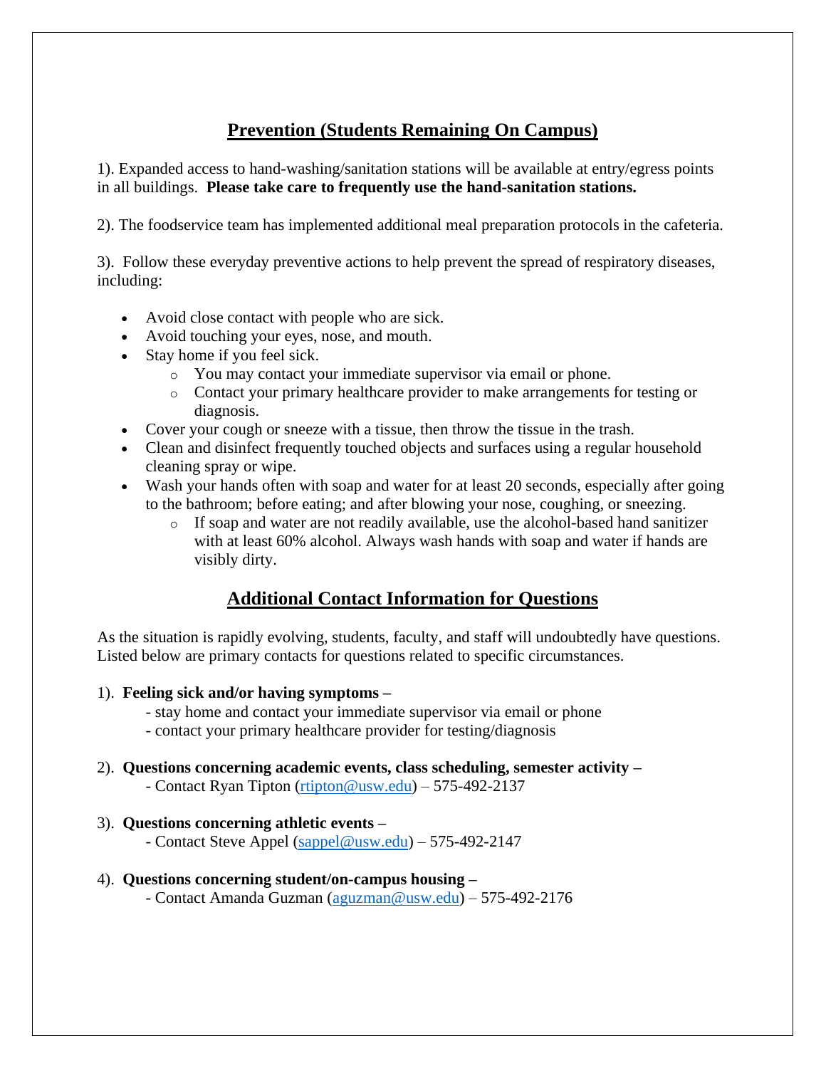## Prevention (Students Remaining On Campus)

1). Expanded access to hand-washing/sanitation stations will be available at entry/egress points in all buildings. **Please take care to frequently use the hand-sanitation stations.**

2). The foodservice team has implemented additional meal preparation protocols in the cafeteria.

3). Follow these everyday preventive actions to help prevent the spread of respiratory diseases, including:

- Avoid close contact with people who are sick.
- Avoid touching your eyes, nose, and mouth.
- Stay home if you feel sick.
  - You may contact your immediate supervisor via email or phone.
  - Contact your primary healthcare provider to make arrangements for testing or diagnosis.
- Cover your cough or sneeze with a tissue, then throw the tissue in the trash.
- Clean and disinfect frequently touched objects and surfaces using a regular household cleaning spray or wipe.
- Wash your hands often with soap and water for at least 20 seconds, especially after going to the bathroom; before eating; and after blowing your nose, coughing, or sneezing.
  - If soap and water are not readily available, use the alcohol-based hand sanitizer with at least 60% alcohol. Always wash hands with soap and water if hands are visibly dirty.

## Additional Contact Information for Questions

As the situation is rapidly evolving, students, faculty, and staff will undoubtedly have questions. Listed below are primary contacts for questions related to specific circumstances.

1). **Feeling sick and/or having symptoms –**
- stay home and contact your immediate supervisor via email or phone
- contact your primary healthcare provider for testing/diagnosis

2). **Questions concerning academic events, class scheduling, semester activity –**
- Contact Ryan Tipton (rtipton@usw.edu) – 575-492-2137

3). **Questions concerning athletic events –**
- Contact Steve Appel (sappel@usw.edu) – 575-492-2147

4). **Questions concerning student/on-campus housing –**
- Contact Amanda Guzman (aguzman@usw.edu) – 575-492-2176